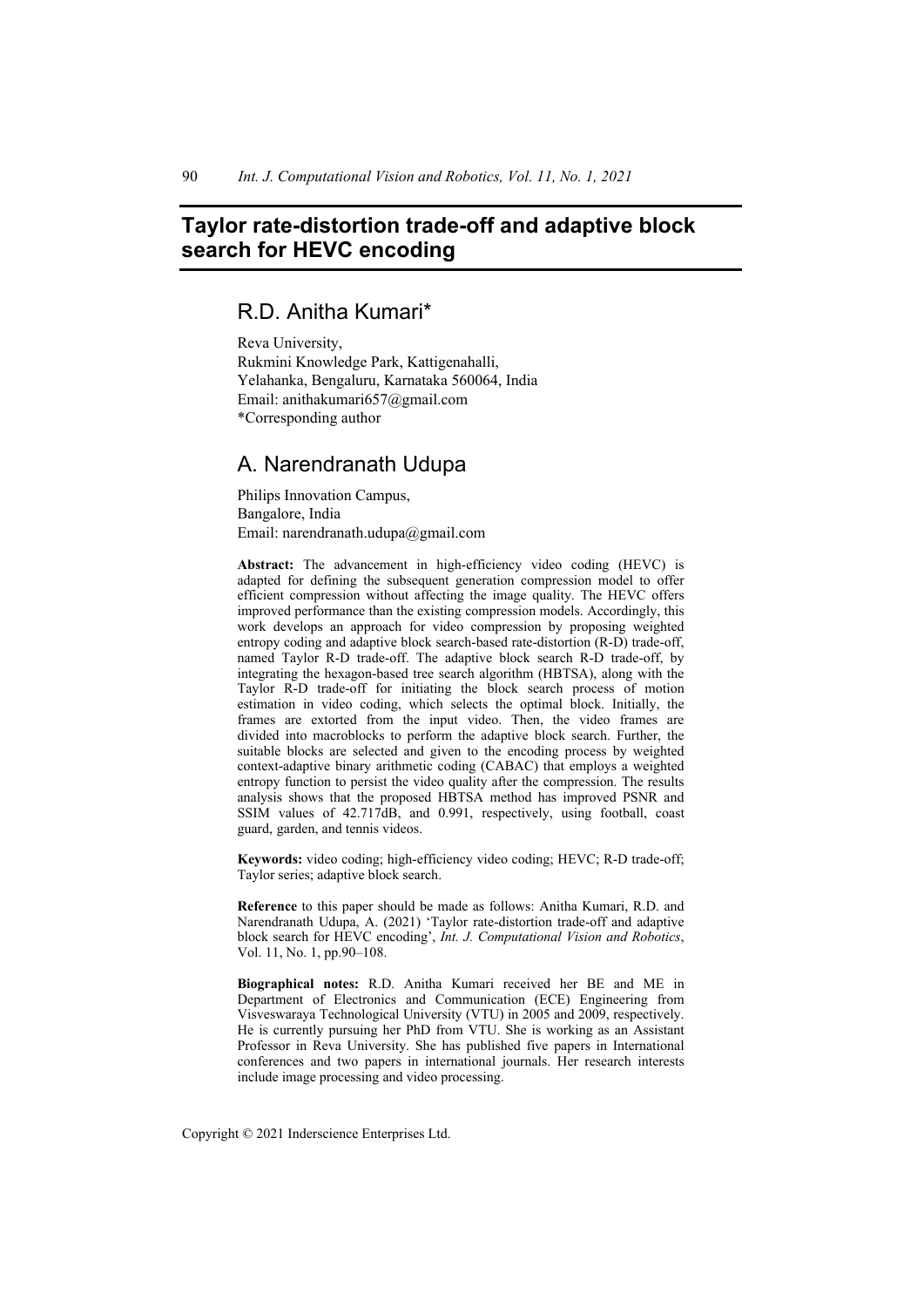# Taylor rate-distortion trade-off and adaptive block search for HEVC encoding

## R.D. Anitha Kumari*

Reva University,
Rukmini Knowledge Park, Kattigenahalli,
Yelahanka, Bengaluru, Karnataka 560064, India
Email: anithakumari657@gmail.com
*Corresponding author

## A. Narendranath Udupa

Philips Innovation Campus,
Bangalore, India
Email: narendranath.udupa@gmail.com

**Abstract:** The advancement in high-efficiency video coding (HEVC) is adapted for defining the subsequent generation compression model to offer efficient compression without affecting the image quality. The HEVC offers improved performance than the existing compression models. Accordingly, this work develops an approach for video compression by proposing weighted entropy coding and adaptive block search-based rate-distortion (R-D) trade-off, named Taylor R-D trade-off. The adaptive block search R-D trade-off, by integrating the hexagon-based tree search algorithm (HBTSA), along with the Taylor R-D trade-off for initiating the block search process of motion estimation in video coding, which selects the optimal block. Initially, the frames are extorted from the input video. Then, the video frames are divided into macroblocks to perform the adaptive block search. Further, the suitable blocks are selected and given to the encoding process by weighted context-adaptive binary arithmetic coding (CABAC) that employs a weighted entropy function to persist the video quality after the compression. The results analysis shows that the proposed HBTSA method has improved PSNR and SSIM values of 42.717dB, and 0.991, respectively, using football, coast guard, garden, and tennis videos.

**Keywords:** video coding; high-efficiency video coding; HEVC; R-D trade-off; Taylor series; adaptive block search.

**Reference** to this paper should be made as follows: Anitha Kumari, R.D. and Narendranath Udupa, A. (2021) 'Taylor rate-distortion trade-off and adaptive block search for HEVC encoding', *Int. J. Computational Vision and Robotics*, Vol. 11, No. 1, pp.90–108.

**Biographical notes:** R.D. Anitha Kumari received her BE and ME in Department of Electronics and Communication (ECE) Engineering from Visveswaraya Technological University (VTU) in 2005 and 2009, respectively. He is currently pursuing her PhD from VTU. She is working as an Assistant Professor in Reva University. She has published five papers in International conferences and two papers in international journals. Her research interests include image processing and video processing.

Copyright © 2021 Inderscience Enterprises Ltd.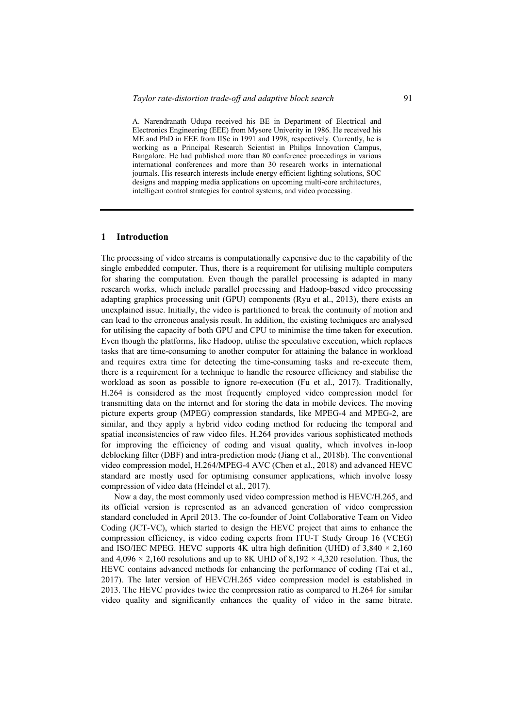A. Narendranath Udupa received his BE in Department of Electrical and Electronics Engineering (EEE) from Mysore Univerity in 1986. He received his ME and PhD in EEE from IISc in 1991 and 1998, respectively. Currently, he is working as a Principal Research Scientist in Philips Innovation Campus, Bangalore. He had published more than 80 conference proceedings in various international conferences and more than 30 research works in international journals. His research interests include energy efficient lighting solutions, SOC designs and mapping media applications on upcoming multi-core architectures, intelligent control strategies for control systems, and video processing.

## 1 Introduction

The processing of video streams is computationally expensive due to the capability of the single embedded computer. Thus, there is a requirement for utilising multiple computers for sharing the computation. Even though the parallel processing is adapted in many research works, which include parallel processing and Hadoop-based video processing adapting graphics processing unit (GPU) components (Ryu et al., 2013), there exists an unexplained issue. Initially, the video is partitioned to break the continuity of motion and can lead to the erroneous analysis result. In addition, the existing techniques are analysed for utilising the capacity of both GPU and CPU to minimise the time taken for execution. Even though the platforms, like Hadoop, utilise the speculative execution, which replaces tasks that are time-consuming to another computer for attaining the balance in workload and requires extra time for detecting the time-consuming tasks and re-execute them, there is a requirement for a technique to handle the resource efficiency and stabilise the workload as soon as possible to ignore re-execution (Fu et al., 2017). Traditionally, H.264 is considered as the most frequently employed video compression model for transmitting data on the internet and for storing the data in mobile devices. The moving picture experts group (MPEG) compression standards, like MPEG-4 and MPEG-2, are similar, and they apply a hybrid video coding method for reducing the temporal and spatial inconsistencies of raw video files. H.264 provides various sophisticated methods for improving the efficiency of coding and visual quality, which involves in-loop deblocking filter (DBF) and intra-prediction mode (Jiang et al., 2018b). The conventional video compression model, H.264/MPEG-4 AVC (Chen et al., 2018) and advanced HEVC standard are mostly used for optimising consumer applications, which involve lossy compression of video data (Heindel et al., 2017).

Now a day, the most commonly used video compression method is HEVC/H.265, and its official version is represented as an advanced generation of video compression standard concluded in April 2013. The co-founder of Joint Collaborative Team on Video Coding (JCT-VC), which started to design the HEVC project that aims to enhance the compression efficiency, is video coding experts from ITU-T Study Group 16 (VCEG) and ISO/IEC MPEG. HEVC supports 4K ultra high definition (UHD) of $3,840 \times 2,160$ and $4,096 \times 2,160$ resolutions and up to 8K UHD of $8,192 \times 4,320$ resolution. Thus, the HEVC contains advanced methods for enhancing the performance of coding (Tai et al., 2017). The later version of HEVC/H.265 video compression model is established in 2013. The HEVC provides twice the compression ratio as compared to H.264 for similar video quality and significantly enhances the quality of video in the same bitrate.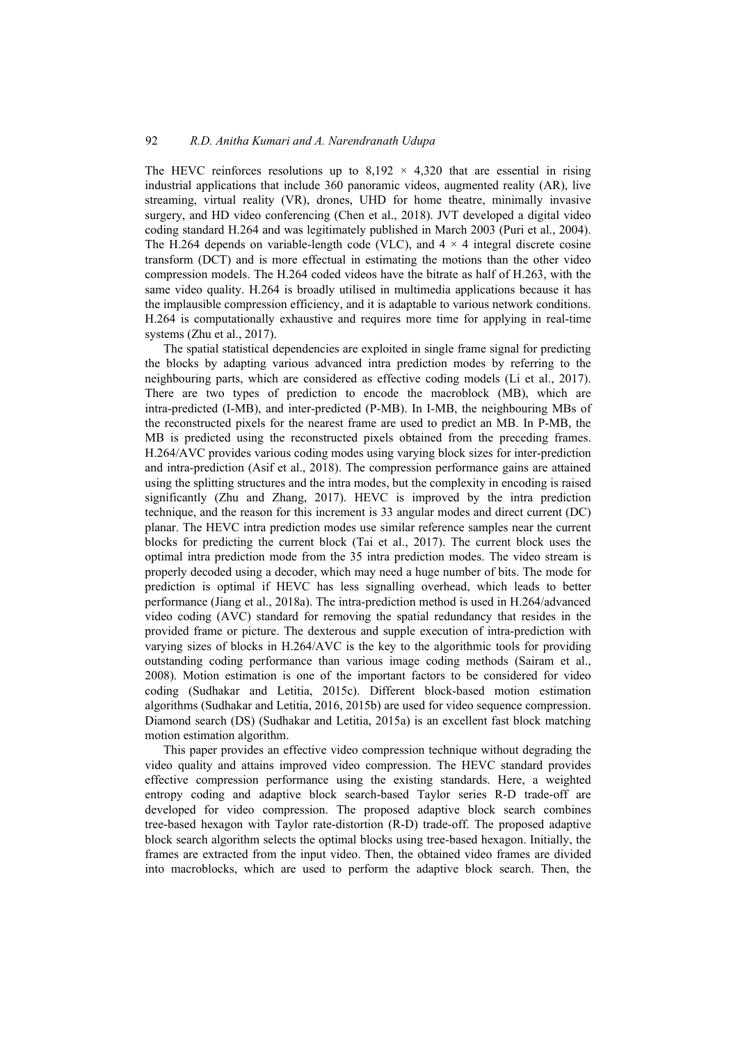The HEVC reinforces resolutions up to $8,192 \times 4,320$ that are essential in rising industrial applications that include 360 panoramic videos, augmented reality (AR), live streaming, virtual reality (VR), drones, UHD for home theatre, minimally invasive surgery, and HD video conferencing (Chen et al., 2018). JVT developed a digital video coding standard H.264 and was legitimately published in March 2003 (Puri et al., 2004). The H.264 depends on variable-length code (VLC), and $4 \times 4$ integral discrete cosine transform (DCT) and is more effectual in estimating the motions than the other video compression models. The H.264 coded videos have the bitrate as half of H.263, with the same video quality. H.264 is broadly utilised in multimedia applications because it has the implausible compression efficiency, and it is adaptable to various network conditions. H.264 is computationally exhaustive and requires more time for applying in real-time systems (Zhu et al., 2017).

The spatial statistical dependencies are exploited in single frame signal for predicting the blocks by adapting various advanced intra prediction modes by referring to the neighbouring parts, which are considered as effective coding models (Li et al., 2017). There are two types of prediction to encode the macroblock (MB), which are intra-predicted (I-MB), and inter-predicted (P-MB). In I-MB, the neighbouring MBs of the reconstructed pixels for the nearest frame are used to predict an MB. In P-MB, the MB is predicted using the reconstructed pixels obtained from the preceding frames. H.264/AVC provides various coding modes using varying block sizes for inter-prediction and intra-prediction (Asif et al., 2018). The compression performance gains are attained using the splitting structures and the intra modes, but the complexity in encoding is raised significantly (Zhu and Zhang, 2017). HEVC is improved by the intra prediction technique, and the reason for this increment is 33 angular modes and direct current (DC) planar. The HEVC intra prediction modes use similar reference samples near the current blocks for predicting the current block (Tai et al., 2017). The current block uses the optimal intra prediction mode from the 35 intra prediction modes. The video stream is properly decoded using a decoder, which may need a huge number of bits. The mode for prediction is optimal if HEVC has less signalling overhead, which leads to better performance (Jiang et al., 2018a). The intra-prediction method is used in H.264/advanced video coding (AVC) standard for removing the spatial redundancy that resides in the provided frame or picture. The dexterous and supple execution of intra-prediction with varying sizes of blocks in H.264/AVC is the key to the algorithmic tools for providing outstanding coding performance than various image coding methods (Sairam et al., 2008). Motion estimation is one of the important factors to be considered for video coding (Sudhakar and Letitia, 2015c). Different block-based motion estimation algorithms (Sudhakar and Letitia, 2016, 2015b) are used for video sequence compression. Diamond search (DS) (Sudhakar and Letitia, 2015a) is an excellent fast block matching motion estimation algorithm.

This paper provides an effective video compression technique without degrading the video quality and attains improved video compression. The HEVC standard provides effective compression performance using the existing standards. Here, a weighted entropy coding and adaptive block search-based Taylor series R-D trade-off are developed for video compression. The proposed adaptive block search combines tree-based hexagon with Taylor rate-distortion (R-D) trade-off. The proposed adaptive block search algorithm selects the optimal blocks using tree-based hexagon. Initially, the frames are extracted from the input video. Then, the obtained video frames are divided into macroblocks, which are used to perform the adaptive block search. Then, the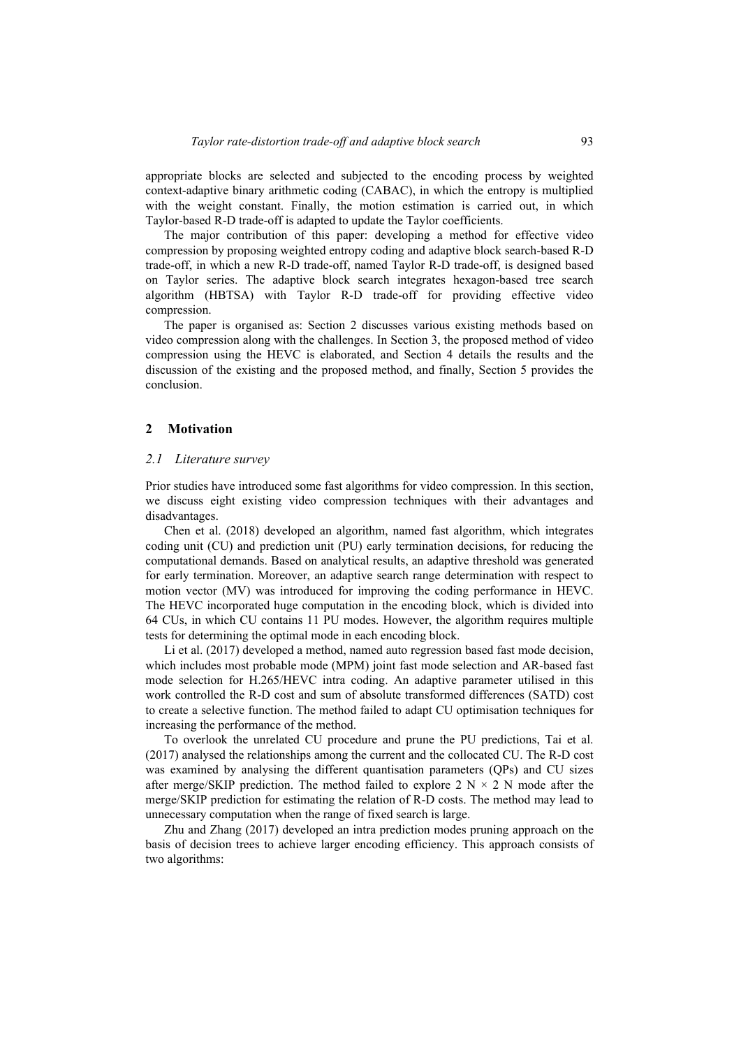appropriate blocks are selected and subjected to the encoding process by weighted context-adaptive binary arithmetic coding (CABAC), in which the entropy is multiplied with the weight constant. Finally, the motion estimation is carried out, in which Taylor-based R-D trade-off is adapted to update the Taylor coefficients.

The major contribution of this paper: developing a method for effective video compression by proposing weighted entropy coding and adaptive block search-based R-D trade-off, in which a new R-D trade-off, named Taylor R-D trade-off, is designed based on Taylor series. The adaptive block search integrates hexagon-based tree search algorithm (HBTSA) with Taylor R-D trade-off for providing effective video compression.

The paper is organised as: Section 2 discusses various existing methods based on video compression along with the challenges. In Section 3, the proposed method of video compression using the HEVC is elaborated, and Section 4 details the results and the discussion of the existing and the proposed method, and finally, Section 5 provides the conclusion.

## 2 Motivation

### *2.1 Literature survey*

Prior studies have introduced some fast algorithms for video compression. In this section, we discuss eight existing video compression techniques with their advantages and disadvantages.

Chen et al. (2018) developed an algorithm, named fast algorithm, which integrates coding unit (CU) and prediction unit (PU) early termination decisions, for reducing the computational demands. Based on analytical results, an adaptive threshold was generated for early termination. Moreover, an adaptive search range determination with respect to motion vector (MV) was introduced for improving the coding performance in HEVC. The HEVC incorporated huge computation in the encoding block, which is divided into 64 CUs, in which CU contains 11 PU modes. However, the algorithm requires multiple tests for determining the optimal mode in each encoding block.

Li et al. (2017) developed a method, named auto regression based fast mode decision, which includes most probable mode (MPM) joint fast mode selection and AR-based fast mode selection for H.265/HEVC intra coding. An adaptive parameter utilised in this work controlled the R-D cost and sum of absolute transformed differences (SATD) cost to create a selective function. The method failed to adapt CU optimisation techniques for increasing the performance of the method.

To overlook the unrelated CU procedure and prune the PU predictions, Tai et al. (2017) analysed the relationships among the current and the collocated CU. The R-D cost was examined by analysing the different quantisation parameters (QPs) and CU sizes after merge/SKIP prediction. The method failed to explore $2\text{ N} \times 2\text{ N}$ mode after the merge/SKIP prediction for estimating the relation of R-D costs. The method may lead to unnecessary computation when the range of fixed search is large.

Zhu and Zhang (2017) developed an intra prediction modes pruning approach on the basis of decision trees to achieve larger encoding efficiency. This approach consists of two algorithms: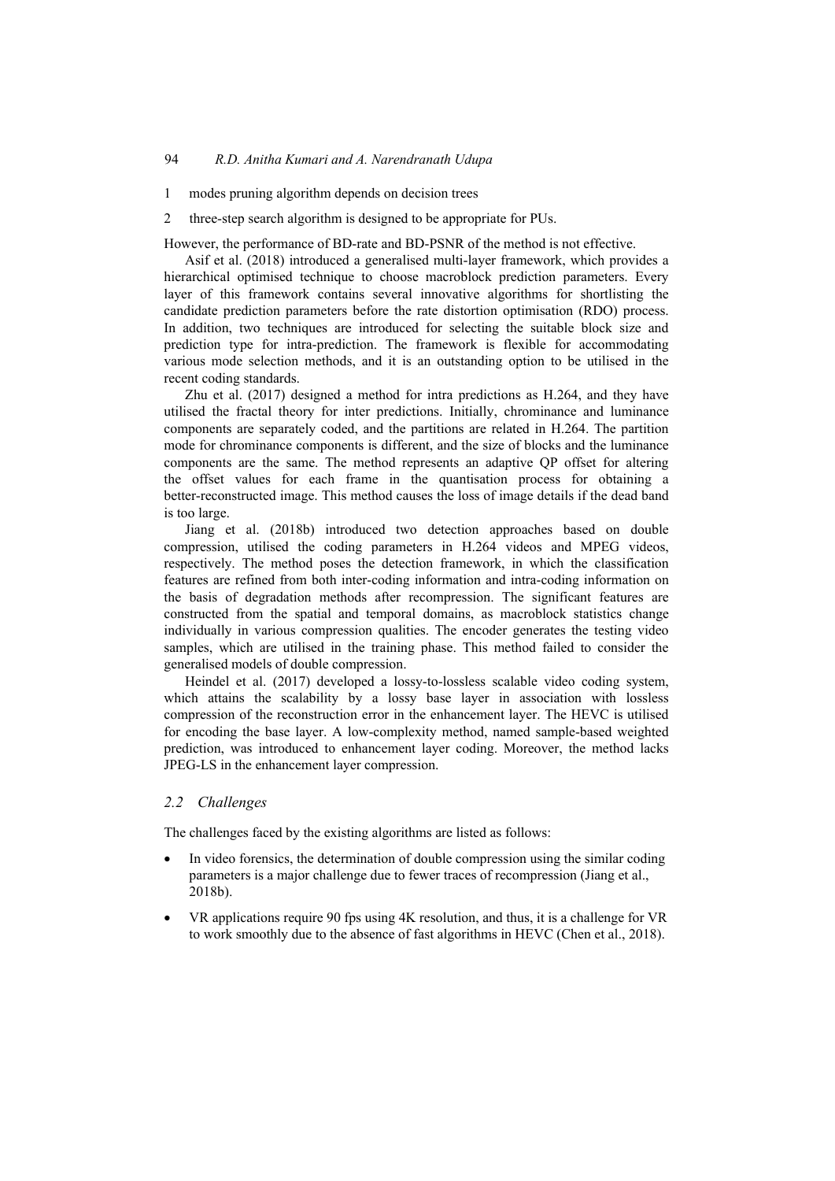1 modes pruning algorithm depends on decision trees

2 three-step search algorithm is designed to be appropriate for PUs.

However, the performance of BD-rate and BD-PSNR of the method is not effective.

Asif et al. (2018) introduced a generalised multi-layer framework, which provides a hierarchical optimised technique to choose macroblock prediction parameters. Every layer of this framework contains several innovative algorithms for shortlisting the candidate prediction parameters before the rate distortion optimisation (RDO) process. In addition, two techniques are introduced for selecting the suitable block size and prediction type for intra-prediction. The framework is flexible for accommodating various mode selection methods, and it is an outstanding option to be utilised in the recent coding standards.

Zhu et al. (2017) designed a method for intra predictions as H.264, and they have utilised the fractal theory for inter predictions. Initially, chrominance and luminance components are separately coded, and the partitions are related in H.264. The partition mode for chrominance components is different, and the size of blocks and the luminance components are the same. The method represents an adaptive QP offset for altering the offset values for each frame in the quantisation process for obtaining a better-reconstructed image. This method causes the loss of image details if the dead band is too large.

Jiang et al. (2018b) introduced two detection approaches based on double compression, utilised the coding parameters in H.264 videos and MPEG videos, respectively. The method poses the detection framework, in which the classification features are refined from both inter-coding information and intra-coding information on the basis of degradation methods after recompression. The significant features are constructed from the spatial and temporal domains, as macroblock statistics change individually in various compression qualities. The encoder generates the testing video samples, which are utilised in the training phase. This method failed to consider the generalised models of double compression.

Heindel et al. (2017) developed a lossy-to-lossless scalable video coding system, which attains the scalability by a lossy base layer in association with lossless compression of the reconstruction error in the enhancement layer. The HEVC is utilised for encoding the base layer. A low-complexity method, named sample-based weighted prediction, was introduced to enhancement layer coding. Moreover, the method lacks JPEG-LS in the enhancement layer compression.

### *2.2 Challenges*

The challenges faced by the existing algorithms are listed as follows:

- In video forensics, the determination of double compression using the similar coding parameters is a major challenge due to fewer traces of recompression (Jiang et al., 2018b).
- VR applications require 90 fps using 4K resolution, and thus, it is a challenge for VR to work smoothly due to the absence of fast algorithms in HEVC (Chen et al., 2018).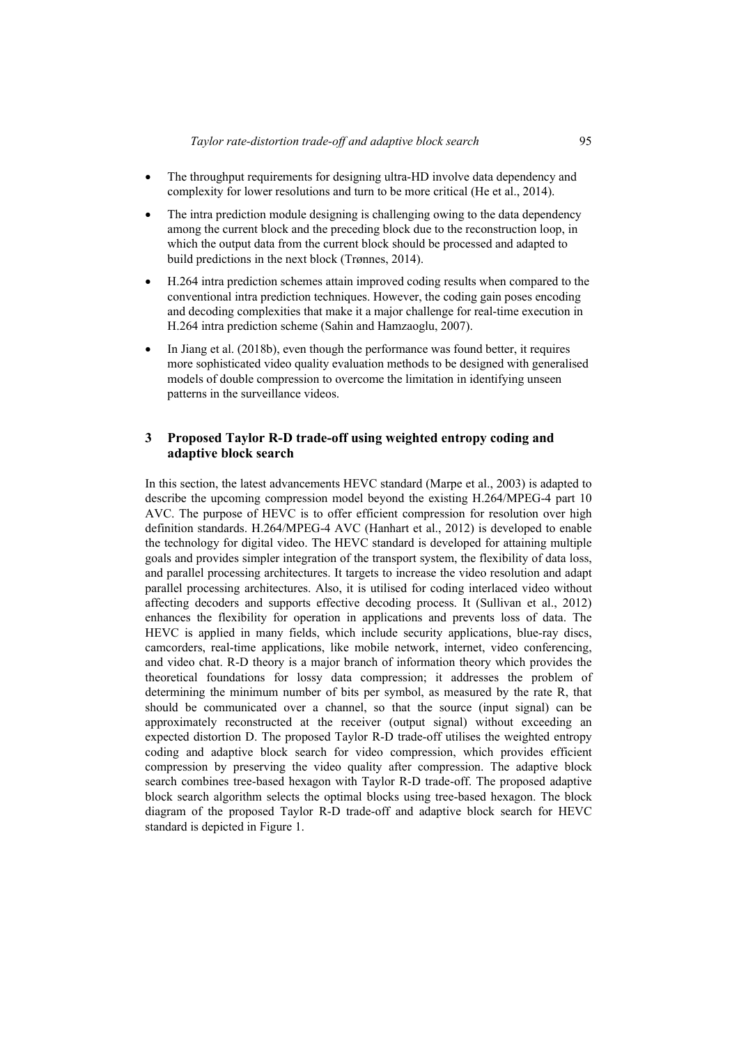- The throughput requirements for designing ultra-HD involve data dependency and complexity for lower resolutions and turn to be more critical (He et al., 2014).
- The intra prediction module designing is challenging owing to the data dependency among the current block and the preceding block due to the reconstruction loop, in which the output data from the current block should be processed and adapted to build predictions in the next block (Trønnes, 2014).
- H.264 intra prediction schemes attain improved coding results when compared to the conventional intra prediction techniques. However, the coding gain poses encoding and decoding complexities that make it a major challenge for real-time execution in H.264 intra prediction scheme (Sahin and Hamzaoglu, 2007).
- In Jiang et al. (2018b), even though the performance was found better, it requires more sophisticated video quality evaluation methods to be designed with generalised models of double compression to overcome the limitation in identifying unseen patterns in the surveillance videos.

## 3 Proposed Taylor R-D trade-off using weighted entropy coding and adaptive block search

In this section, the latest advancements HEVC standard (Marpe et al., 2003) is adapted to describe the upcoming compression model beyond the existing H.264/MPEG-4 part 10 AVC. The purpose of HEVC is to offer efficient compression for resolution over high definition standards. H.264/MPEG-4 AVC (Hanhart et al., 2012) is developed to enable the technology for digital video. The HEVC standard is developed for attaining multiple goals and provides simpler integration of the transport system, the flexibility of data loss, and parallel processing architectures. It targets to increase the video resolution and adapt parallel processing architectures. Also, it is utilised for coding interlaced video without affecting decoders and supports effective decoding process. It (Sullivan et al., 2012) enhances the flexibility for operation in applications and prevents loss of data. The HEVC is applied in many fields, which include security applications, blue-ray discs, camcorders, real-time applications, like mobile network, internet, video conferencing, and video chat. R-D theory is a major branch of information theory which provides the theoretical foundations for lossy data compression; it addresses the problem of determining the minimum number of bits per symbol, as measured by the rate R, that should be communicated over a channel, so that the source (input signal) can be approximately reconstructed at the receiver (output signal) without exceeding an expected distortion D. The proposed Taylor R-D trade-off utilises the weighted entropy coding and adaptive block search for video compression, which provides efficient compression by preserving the video quality after compression. The adaptive block search combines tree-based hexagon with Taylor R-D trade-off. The proposed adaptive block search algorithm selects the optimal blocks using tree-based hexagon. The block diagram of the proposed Taylor R-D trade-off and adaptive block search for HEVC standard is depicted in Figure 1.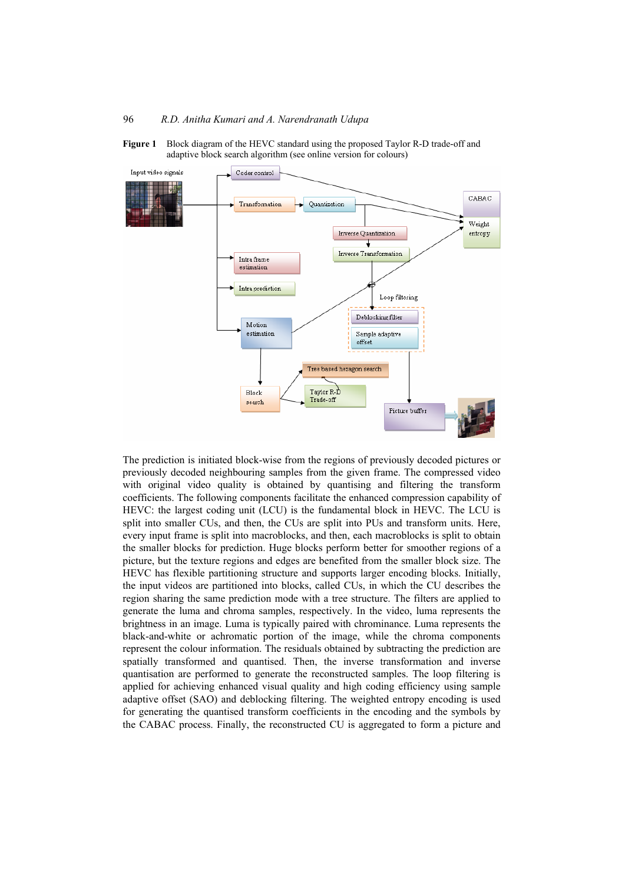**Figure 1** Block diagram of the HEVC standard using the proposed Taylor R-D trade-off and adaptive block search algorithm (see online version for colours)

The prediction is initiated block-wise from the regions of previously decoded pictures or previously decoded neighbouring samples from the given frame. The compressed video with original video quality is obtained by quantising and filtering the transform coefficients. The following components facilitate the enhanced compression capability of HEVC: the largest coding unit (LCU) is the fundamental block in HEVC. The LCU is split into smaller CUs, and then, the CUs are split into PUs and transform units. Here, every input frame is split into macroblocks, and then, each macroblocks is split to obtain the smaller blocks for prediction. Huge blocks perform better for smoother regions of a picture, but the texture regions and edges are benefited from the smaller block size. The HEVC has flexible partitioning structure and supports larger encoding blocks. Initially, the input videos are partitioned into blocks, called CUs, in which the CU describes the region sharing the same prediction mode with a tree structure. The filters are applied to generate the luma and chroma samples, respectively. In the video, luma represents the brightness in an image. Luma is typically paired with chrominance. Luma represents the black-and-white or achromatic portion of the image, while the chroma components represent the colour information. The residuals obtained by subtracting the prediction are spatially transformed and quantised. Then, the inverse transformation and inverse quantisation are performed to generate the reconstructed samples. The loop filtering is applied for achieving enhanced visual quality and high coding efficiency using sample adaptive offset (SAO) and deblocking filtering. The weighted entropy encoding is used for generating the quantised transform coefficients in the encoding and the symbols by the CABAC process. Finally, the reconstructed CU is aggregated to form a picture and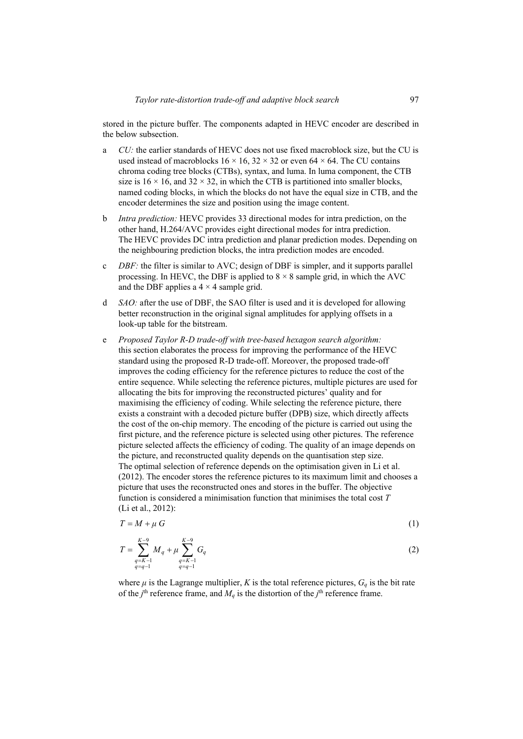stored in the picture buffer. The components adapted in HEVC encoder are described in the below subsection.

a *CU:* the earlier standards of HEVC does not use fixed macroblock size, but the CU is used instead of macroblocks 16 × 16, 32 × 32 or even 64 × 64. The CU contains chroma coding tree blocks (CTBs), syntax, and luma. In luma component, the CTB size is 16 × 16, and 32 × 32, in which the CTB is partitioned into smaller blocks, named coding blocks, in which the blocks do not have the equal size in CTB, and the encoder determines the size and position using the image content.

b *Intra prediction:* HEVC provides 33 directional modes for intra prediction, on the other hand, H.264/AVC provides eight directional modes for intra prediction. The HEVC provides DC intra prediction and planar prediction modes. Depending on the neighbouring prediction blocks, the intra prediction modes are encoded.

c *DBF:* the filter is similar to AVC; design of DBF is simpler, and it supports parallel processing. In HEVC, the DBF is applied to 8 × 8 sample grid, in which the AVC and the DBF applies a 4 × 4 sample grid.

d *SAO:* after the use of DBF, the SAO filter is used and it is developed for allowing better reconstruction in the original signal amplitudes for applying offsets in a look-up table for the bitstream.

e *Proposed Taylor R-D trade-off with tree-based hexagon search algorithm:* this section elaborates the process for improving the performance of the HEVC standard using the proposed R-D trade-off. Moreover, the proposed trade-off improves the coding efficiency for the reference pictures to reduce the cost of the entire sequence. While selecting the reference pictures, multiple pictures are used for allocating the bits for improving the reconstructed pictures' quality and for maximising the efficiency of coding. While selecting the reference picture, there exists a constraint with a decoded picture buffer (DPB) size, which directly affects the cost of the on-chip memory. The encoding of the picture is carried out using the first picture, and the reference picture is selected using other pictures. The reference picture selected affects the efficiency of coding. The quality of an image depends on the picture, and reconstructed quality depends on the quantisation step size. The optimal selection of reference depends on the optimisation given in Li et al. (2012). The encoder stores the reference pictures to its maximum limit and chooses a picture that uses the reconstructed ones and stores in the buffer. The objective function is considered a minimisation function that minimises the total cost $T$ (Li et al., 2012):

$$T = M + \mu \, G \tag{1}$$

$$T = \sum_{\substack{q=K-1 \\ q=q-1}}^{K-9} M_q + \mu \sum_{\substack{q=K-1 \\ q=q-1}}^{K-9} G_q \tag{2}$$

where $\mu$ is the Lagrange multiplier, $K$ is the total reference pictures, $G_q$ is the bit rate of the $j^{\text{th}}$ reference frame, and $M_q$ is the distortion of the $j^{\text{th}}$ reference frame.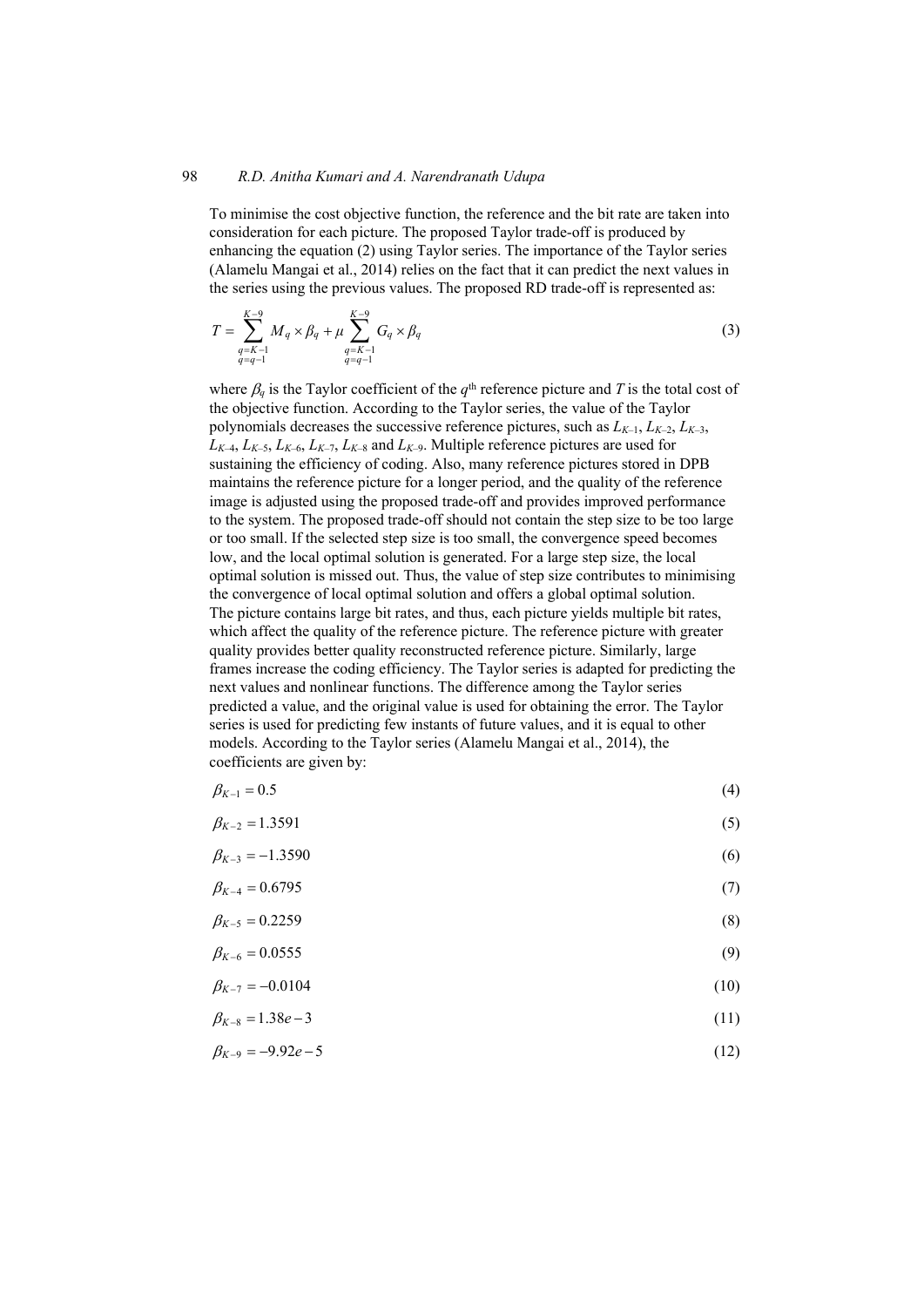To minimise the cost objective function, the reference and the bit rate are taken into consideration for each picture. The proposed Taylor trade-off is produced by enhancing the equation (2) using Taylor series. The importance of the Taylor series (Alamelu Mangai et al., 2014) relies on the fact that it can predict the next values in the series using the previous values. The proposed RD trade-off is represented as:

$$T = \sum_{\substack{q=K-1 \\ q=q-1}}^{K-9} M_q \times \beta_q + \mu \sum_{\substack{q=K-1 \\ q=q-1}}^{K-9} G_q \times \beta_q \tag{3}$$

where $\beta_q$ is the Taylor coefficient of the $q^{\text{th}}$ reference picture and $T$ is the total cost of the objective function. According to the Taylor series, the value of the Taylor polynomials decreases the successive reference pictures, such as $L_{K-1}$, $L_{K-2}$, $L_{K-3}$, $L_{K-4}$, $L_{K-5}$, $L_{K-6}$, $L_{K-7}$, $L_{K-8}$ and $L_{K-9}$. Multiple reference pictures are used for sustaining the efficiency of coding. Also, many reference pictures stored in DPB maintains the reference picture for a longer period, and the quality of the reference image is adjusted using the proposed trade-off and provides improved performance to the system. The proposed trade-off should not contain the step size to be too large or too small. If the selected step size is too small, the convergence speed becomes low, and the local optimal solution is generated. For a large step size, the local optimal solution is missed out. Thus, the value of step size contributes to minimising the convergence of local optimal solution and offers a global optimal solution. The picture contains large bit rates, and thus, each picture yields multiple bit rates, which affect the quality of the reference picture. The reference picture with greater quality provides better quality reconstructed reference picture. Similarly, large frames increase the coding efficiency. The Taylor series is adapted for predicting the next values and nonlinear functions. The difference among the Taylor series predicted a value, and the original value is used for obtaining the error. The Taylor series is used for predicting few instants of future values, and it is equal to other models. According to the Taylor series (Alamelu Mangai et al., 2014), the coefficients are given by:

$$\beta_{K-1} = 0.5 \tag{4}$$

$$\beta_{K-2} = 1.3591 \tag{5}$$

$$\beta_{K-3} = -1.3590 \tag{6}$$

$$\beta_{K-4} = 0.6795 \tag{7}$$

$$\beta_{K-5} = 0.2259 \tag{8}$$

$$\beta_{K-6} = 0.0555 \tag{9}$$

$$\beta_{K-7} = -0.0104 \tag{10}$$

$$\beta_{K-8} = 1.38e-3 \tag{11}$$

$$\beta_{K-9} = -9.92e-5 \tag{12}$$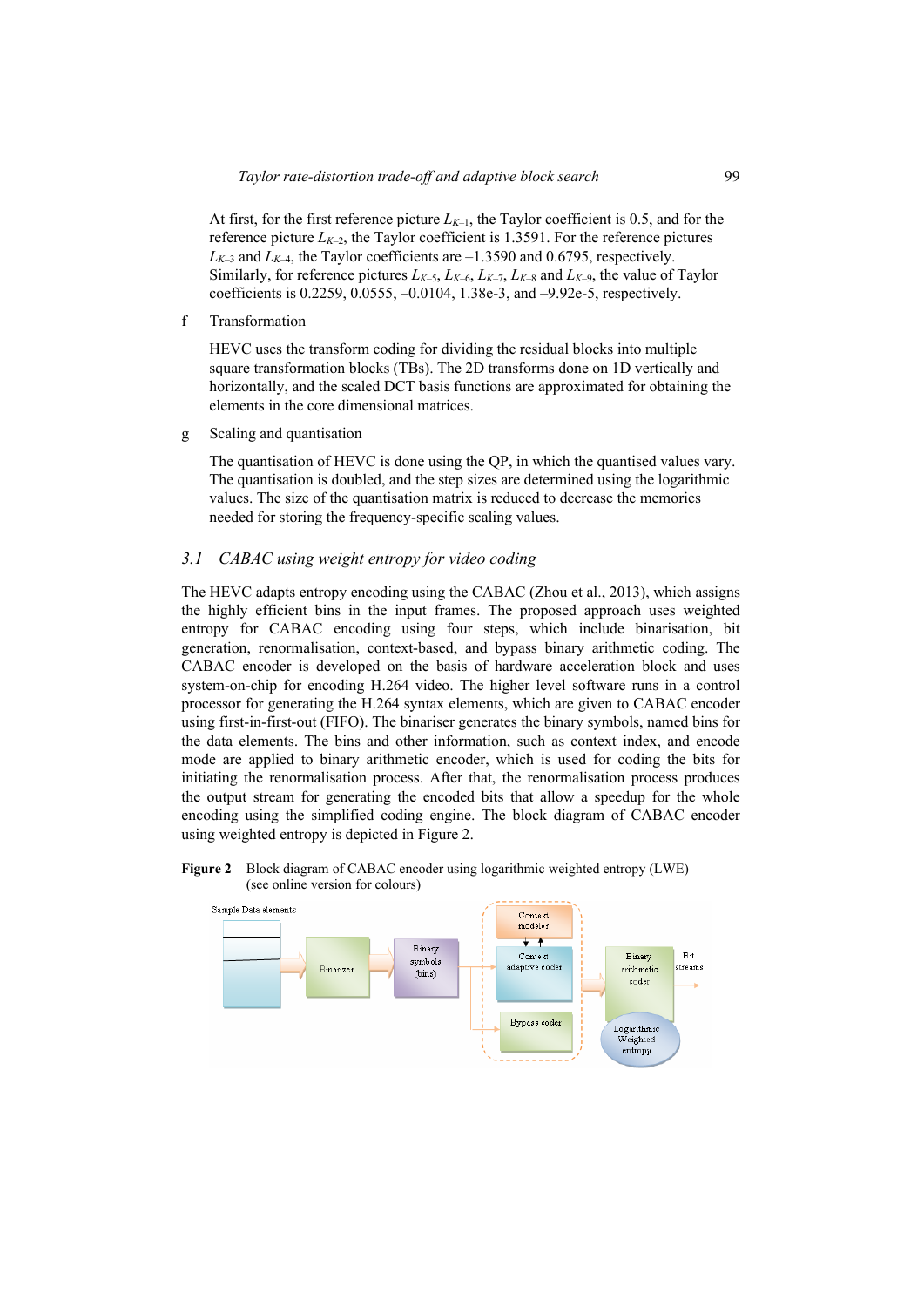At first, for the first reference picture $L_{K-1}$, the Taylor coefficient is 0.5, and for the reference picture $L_{K-2}$, the Taylor coefficient is 1.3591. For the reference pictures $L_{K-3}$ and $L_{K-4}$, the Taylor coefficients are –1.3590 and 0.6795, respectively. Similarly, for reference pictures $L_{K-5}$, $L_{K-6}$, $L_{K-7}$, $L_{K-8}$ and $L_{K-9}$, the value of Taylor coefficients is 0.2259, 0.0555, –0.0104, 1.38e-3, and –9.92e-5, respectively.

f Transformation

HEVC uses the transform coding for dividing the residual blocks into multiple square transformation blocks (TBs). The 2D transforms done on 1D vertically and horizontally, and the scaled DCT basis functions are approximated for obtaining the elements in the core dimensional matrices.

g Scaling and quantisation

The quantisation of HEVC is done using the QP, in which the quantised values vary. The quantisation is doubled, and the step sizes are determined using the logarithmic values. The size of the quantisation matrix is reduced to decrease the memories needed for storing the frequency-specific scaling values.

### *3.1 CABAC using weight entropy for video coding*

The HEVC adapts entropy encoding using the CABAC (Zhou et al., 2013), which assigns the highly efficient bins in the input frames. The proposed approach uses weighted entropy for CABAC encoding using four steps, which include binarisation, bit generation, renormalisation, context-based, and bypass binary arithmetic coding. The CABAC encoder is developed on the basis of hardware acceleration block and uses system-on-chip for encoding H.264 video. The higher level software runs in a control processor for generating the H.264 syntax elements, which are given to CABAC encoder using first-in-first-out (FIFO). The binariser generates the binary symbols, named bins for the data elements. The bins and other information, such as context index, and encode mode are applied to binary arithmetic encoder, which is used for coding the bits for initiating the renormalisation process. After that, the renormalisation process produces the output stream for generating the encoded bits that allow a speedup for the whole encoding using the simplified coding engine. The block diagram of CABAC encoder using weighted entropy is depicted in Figure 2.

**Figure 2** Block diagram of CABAC encoder using logarithmic weighted entropy (LWE) (see online version for colours)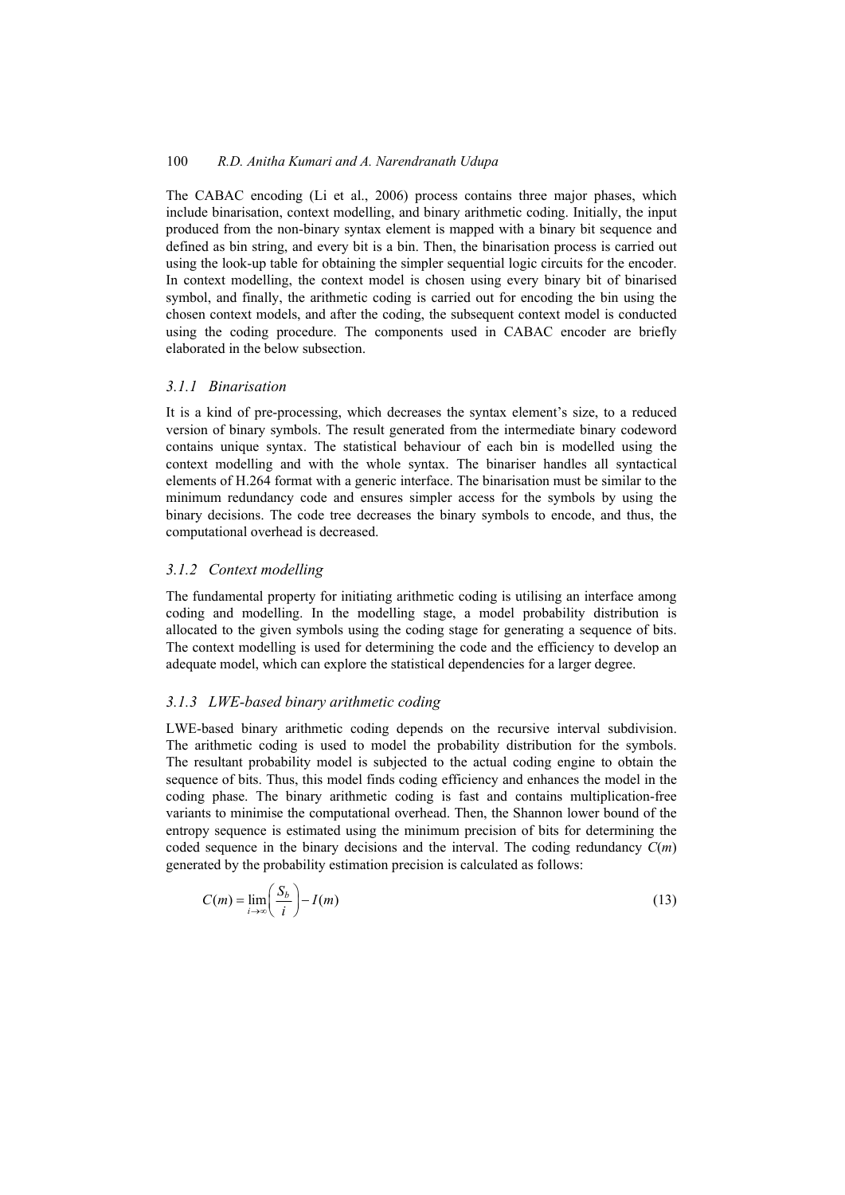The CABAC encoding (Li et al., 2006) process contains three major phases, which include binarisation, context modelling, and binary arithmetic coding. Initially, the input produced from the non-binary syntax element is mapped with a binary bit sequence and defined as bin string, and every bit is a bin. Then, the binarisation process is carried out using the look-up table for obtaining the simpler sequential logic circuits for the encoder. In context modelling, the context model is chosen using every binary bit of binarised symbol, and finally, the arithmetic coding is carried out for encoding the bin using the chosen context models, and after the coding, the subsequent context model is conducted using the coding procedure. The components used in CABAC encoder are briefly elaborated in the below subsection.

### 3.1.1 Binarisation

It is a kind of pre-processing, which decreases the syntax element's size, to a reduced version of binary symbols. The result generated from the intermediate binary codeword contains unique syntax. The statistical behaviour of each bin is modelled using the context modelling and with the whole syntax. The binariser handles all syntactical elements of H.264 format with a generic interface. The binarisation must be similar to the minimum redundancy code and ensures simpler access for the symbols by using the binary decisions. The code tree decreases the binary symbols to encode, and thus, the computational overhead is decreased.

### 3.1.2 Context modelling

The fundamental property for initiating arithmetic coding is utilising an interface among coding and modelling. In the modelling stage, a model probability distribution is allocated to the given symbols using the coding stage for generating a sequence of bits. The context modelling is used for determining the code and the efficiency to develop an adequate model, which can explore the statistical dependencies for a larger degree.

### 3.1.3 LWE-based binary arithmetic coding

LWE-based binary arithmetic coding depends on the recursive interval subdivision. The arithmetic coding is used to model the probability distribution for the symbols. The resultant probability model is subjected to the actual coding engine to obtain the sequence of bits. Thus, this model finds coding efficiency and enhances the model in the coding phase. The binary arithmetic coding is fast and contains multiplication-free variants to minimise the computational overhead. Then, the Shannon lower bound of the entropy sequence is estimated using the minimum precision of bits for determining the coded sequence in the binary decisions and the interval. The coding redundancy $C(m)$ generated by the probability estimation precision is calculated as follows:

$$C(m) = \lim_{i \to \infty} \left( \frac{S_b}{i} \right) - I(m) \tag{13}$$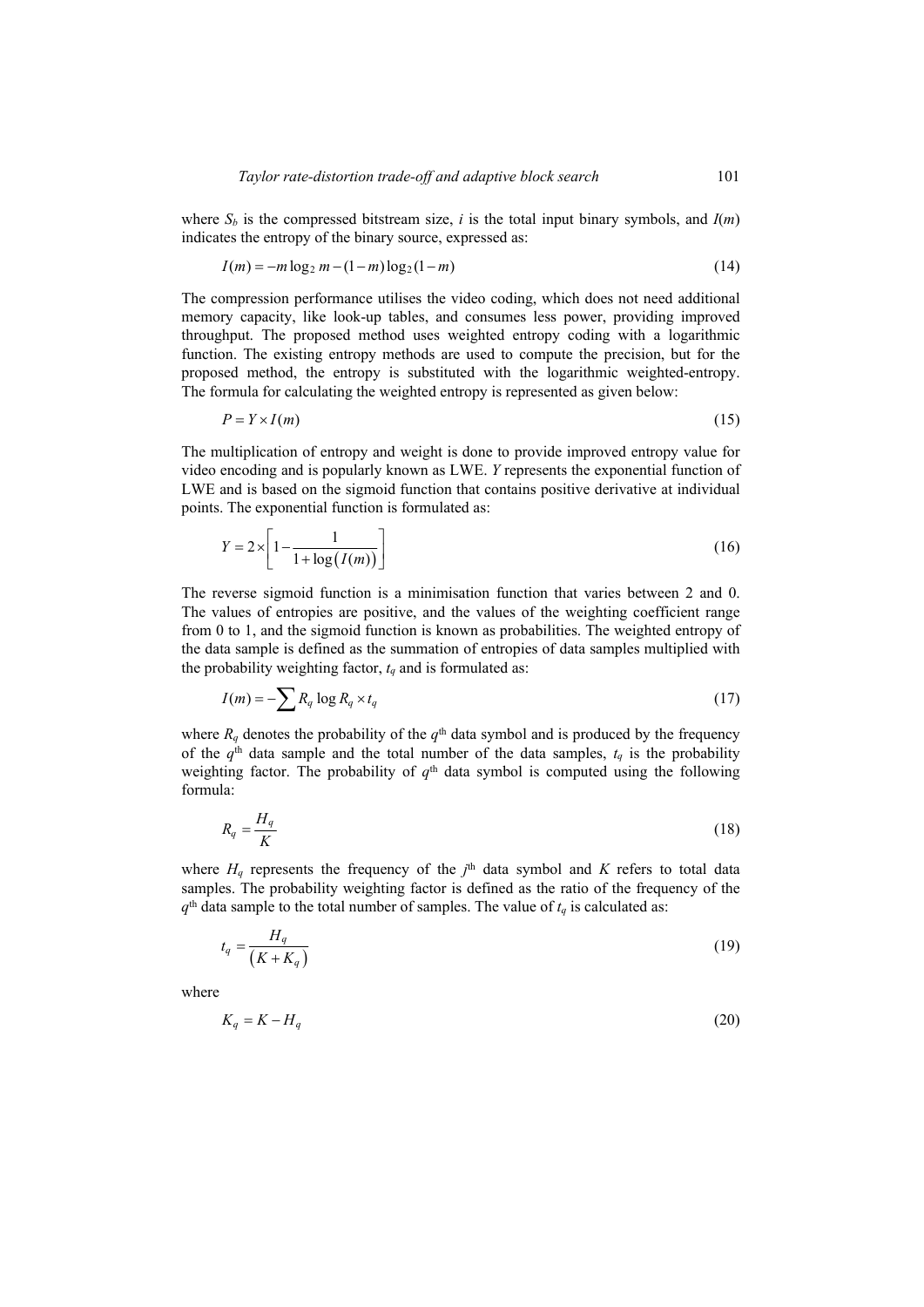where $S_b$ is the compressed bitstream size, $i$ is the total input binary symbols, and $I(m)$ indicates the entropy of the binary source, expressed as:

$$I(m) = -m \log_2 m - (1-m)\log_2(1-m) \tag{14}$$

The compression performance utilises the video coding, which does not need additional memory capacity, like look-up tables, and consumes less power, providing improved throughput. The proposed method uses weighted entropy coding with a logarithmic function. The existing entropy methods are used to compute the precision, but for the proposed method, the entropy is substituted with the logarithmic weighted-entropy. The formula for calculating the weighted entropy is represented as given below:

$$P = Y \times I(m) \tag{15}$$

The multiplication of entropy and weight is done to provide improved entropy value for video encoding and is popularly known as LWE. $Y$ represents the exponential function of LWE and is based on the sigmoid function that contains positive derivative at individual points. The exponential function is formulated as:

$$Y = 2 \times \left[1 - \frac{1}{1 + \log\left(I(m)\right)}\right] \tag{16}$$

The reverse sigmoid function is a minimisation function that varies between 2 and 0. The values of entropies are positive, and the values of the weighting coefficient range from 0 to 1, and the sigmoid function is known as probabilities. The weighted entropy of the data sample is defined as the summation of entropies of data samples multiplied with the probability weighting factor, $t_q$ and is formulated as:

$$I(m) = -\sum R_q \log R_q \times t_q \tag{17}$$

where $R_q$ denotes the probability of the $q^{\text{th}}$ data symbol and is produced by the frequency of the $q^{\text{th}}$ data sample and the total number of the data samples, $t_q$ is the probability weighting factor. The probability of $q^{\text{th}}$ data symbol is computed using the following formula:

$$R_q = \frac{H_q}{K} \tag{18}$$

where $H_q$ represents the frequency of the $j^{\text{th}}$ data symbol and $K$ refers to total data samples. The probability weighting factor is defined as the ratio of the frequency of the $q^{\text{th}}$ data sample to the total number of samples. The value of $t_q$ is calculated as:

$$t_q = \frac{H_q}{\left(K + K_q\right)} \tag{19}$$

where

$$K_q = K - H_q \tag{20}$$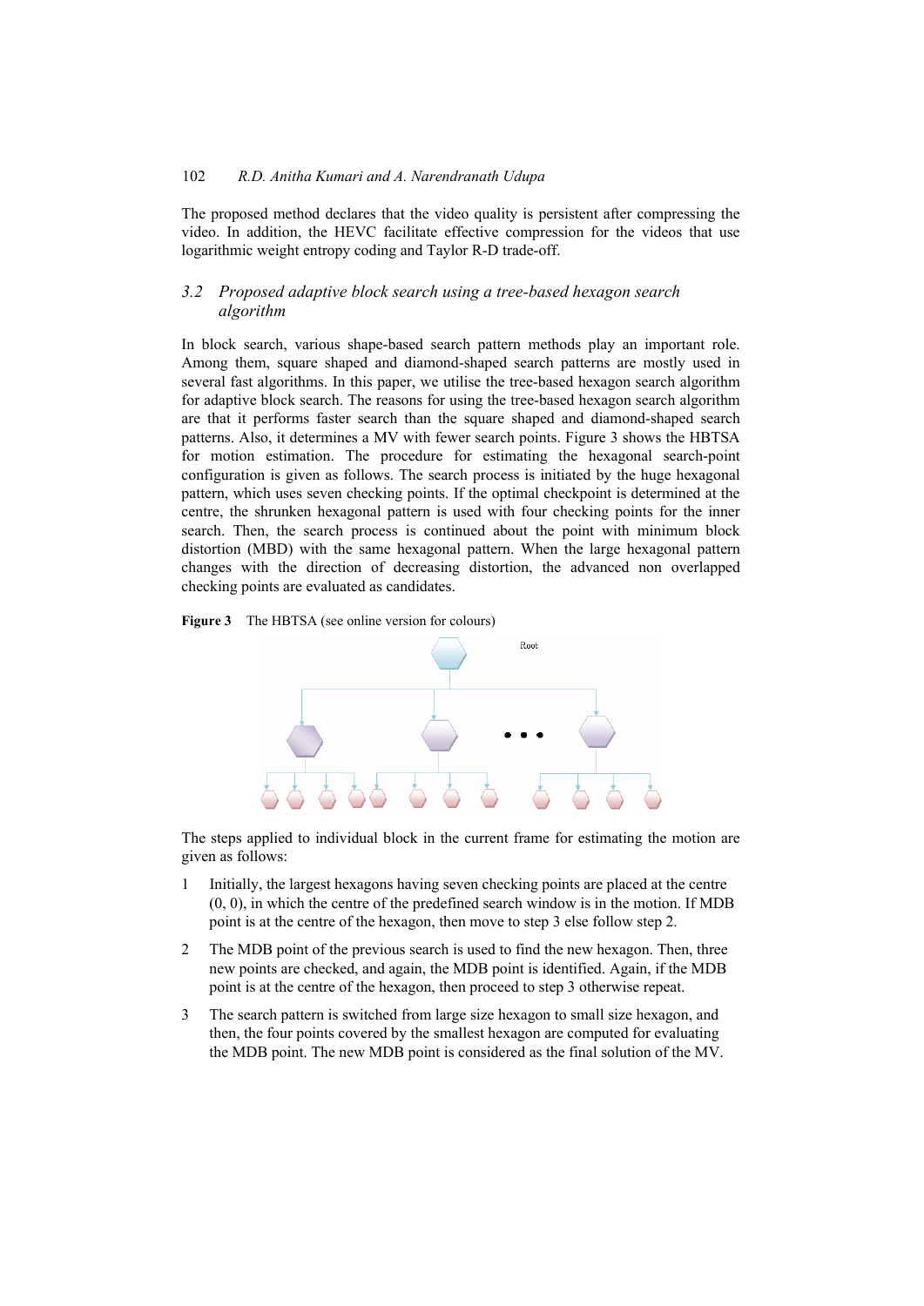The proposed method declares that the video quality is persistent after compressing the video. In addition, the HEVC facilitate effective compression for the videos that use logarithmic weight entropy coding and Taylor R-D trade-off.

### 3.2 *Proposed adaptive block search using a tree-based hexagon search algorithm*

In block search, various shape-based search pattern methods play an important role. Among them, square shaped and diamond-shaped search patterns are mostly used in several fast algorithms. In this paper, we utilise the tree-based hexagon search algorithm for adaptive block search. The reasons for using the tree-based hexagon search algorithm are that it performs faster search than the square shaped and diamond-shaped search patterns. Also, it determines a MV with fewer search points. Figure 3 shows the HBTSA for motion estimation. The procedure for estimating the hexagonal search-point configuration is given as follows. The search process is initiated by the huge hexagonal pattern, which uses seven checking points. If the optimal checkpoint is determined at the centre, the shrunken hexagonal pattern is used with four checking points for the inner search. Then, the search process is continued about the point with minimum block distortion (MBD) with the same hexagonal pattern. When the large hexagonal pattern changes with the direction of decreasing distortion, the advanced non overlapped checking points are evaluated as candidates.

**Figure 3** The HBTSA (see online version for colours)

The steps applied to individual block in the current frame for estimating the motion are given as follows:

1. Initially, the largest hexagons having seven checking points are placed at the centre (0, 0), in which the centre of the predefined search window is in the motion. If MDB point is at the centre of the hexagon, then move to step 3 else follow step 2.
2. The MDB point of the previous search is used to find the new hexagon. Then, three new points are checked, and again, the MDB point is identified. Again, if the MDB point is at the centre of the hexagon, then proceed to step 3 otherwise repeat.
3. The search pattern is switched from large size hexagon to small size hexagon, and then, the four points covered by the smallest hexagon are computed for evaluating the MDB point. The new MDB point is considered as the final solution of the MV.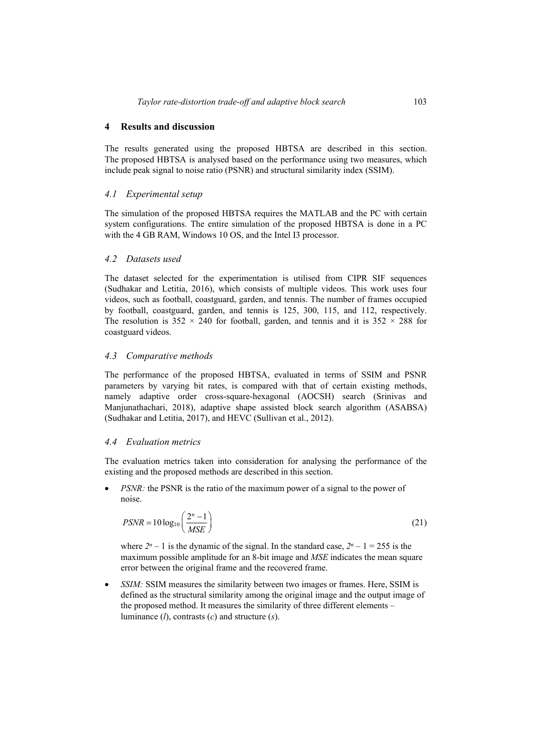## 4 Results and discussion

The results generated using the proposed HBTSA are described in this section. The proposed HBTSA is analysed based on the performance using two measures, which include peak signal to noise ratio (PSNR) and structural similarity index (SSIM).

### *4.1 Experimental setup*

The simulation of the proposed HBTSA requires the MATLAB and the PC with certain system configurations. The entire simulation of the proposed HBTSA is done in a PC with the 4 GB RAM, Windows 10 OS, and the Intel I3 processor.

### *4.2 Datasets used*

The dataset selected for the experimentation is utilised from CIPR SIF sequences (Sudhakar and Letitia, 2016), which consists of multiple videos. This work uses four videos, such as football, coastguard, garden, and tennis. The number of frames occupied by football, coastguard, garden, and tennis is 125, 300, 115, and 112, respectively. The resolution is 352 × 240 for football, garden, and tennis and it is 352 × 288 for coastguard videos.

### *4.3 Comparative methods*

The performance of the proposed HBTSA, evaluated in terms of SSIM and PSNR parameters by varying bit rates, is compared with that of certain existing methods, namely adaptive order cross-square-hexagonal (AOCSH) search (Srinivas and Manjunathachari, 2018), adaptive shape assisted block search algorithm (ASABSA) (Sudhakar and Letitia, 2017), and HEVC (Sullivan et al., 2012).

### *4.4 Evaluation metrics*

The evaluation metrics taken into consideration for analysing the performance of the existing and the proposed methods are described in this section.

- *PSNR:* the PSNR is the ratio of the maximum power of a signal to the power of noise.

$$PSNR = 10\log_{10}\left(\frac{2^n - 1}{MSE}\right) \tag{21}$$

  where $2^n - 1$ is the dynamic of the signal. In the standard case, $2^n - 1 = 255$ is the maximum possible amplitude for an 8-bit image and *MSE* indicates the mean square error between the original frame and the recovered frame.

- *SSIM:* SSIM measures the similarity between two images or frames. Here, SSIM is defined as the structural similarity among the original image and the output image of the proposed method. It measures the similarity of three different elements – luminance ($l$), contrasts ($c$) and structure ($s$).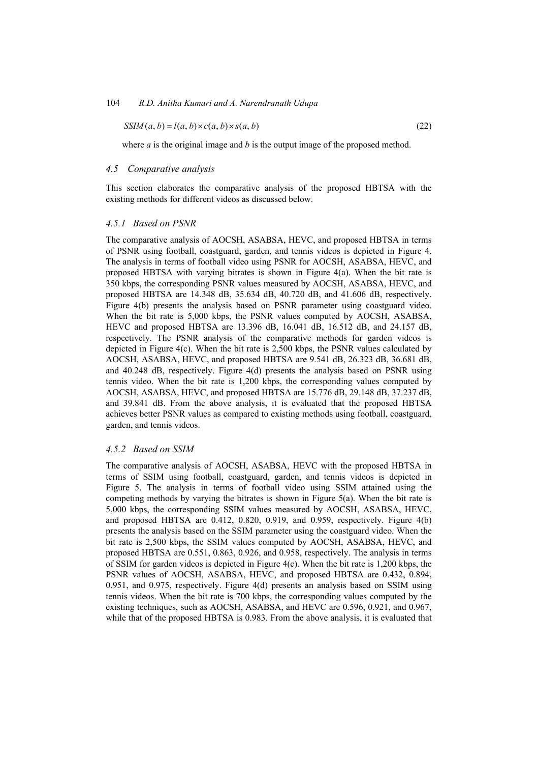$$SSIM(a, b) = l(a, b) \times c(a, b) \times s(a, b) \tag{22}$$

where $a$ is the original image and $b$ is the output image of the proposed method.

### 4.5 Comparative analysis

This section elaborates the comparative analysis of the proposed HBTSA with the existing methods for different videos as discussed below.

#### 4.5.1 Based on PSNR

The comparative analysis of AOCSH, ASABSA, HEVC, and proposed HBTSA in terms of PSNR using football, coastguard, garden, and tennis videos is depicted in Figure 4. The analysis in terms of football video using PSNR for AOCSH, ASABSA, HEVC, and proposed HBTSA with varying bitrates is shown in Figure 4(a). When the bit rate is 350 kbps, the corresponding PSNR values measured by AOCSH, ASABSA, HEVC, and proposed HBTSA are 14.348 dB, 35.634 dB, 40.720 dB, and 41.606 dB, respectively. Figure 4(b) presents the analysis based on PSNR parameter using coastguard video. When the bit rate is 5,000 kbps, the PSNR values computed by AOCSH, ASABSA, HEVC and proposed HBTSA are 13.396 dB, 16.041 dB, 16.512 dB, and 24.157 dB, respectively. The PSNR analysis of the comparative methods for garden videos is depicted in Figure 4(c). When the bit rate is 2,500 kbps, the PSNR values calculated by AOCSH, ASABSA, HEVC, and proposed HBTSA are 9.541 dB, 26.323 dB, 36.681 dB, and 40.248 dB, respectively. Figure 4(d) presents the analysis based on PSNR using tennis video. When the bit rate is 1,200 kbps, the corresponding values computed by AOCSH, ASABSA, HEVC, and proposed HBTSA are 15.776 dB, 29.148 dB, 37.237 dB, and 39.841 dB. From the above analysis, it is evaluated that the proposed HBTSA achieves better PSNR values as compared to existing methods using football, coastguard, garden, and tennis videos.

#### 4.5.2 Based on SSIM

The comparative analysis of AOCSH, ASABSA, HEVC with the proposed HBTSA in terms of SSIM using football, coastguard, garden, and tennis videos is depicted in Figure 5. The analysis in terms of football video using SSIM attained using the competing methods by varying the bitrates is shown in Figure 5(a). When the bit rate is 5,000 kbps, the corresponding SSIM values measured by AOCSH, ASABSA, HEVC, and proposed HBTSA are 0.412, 0.820, 0.919, and 0.959, respectively. Figure 4(b) presents the analysis based on the SSIM parameter using the coastguard video. When the bit rate is 2,500 kbps, the SSIM values computed by AOCSH, ASABSA, HEVC, and proposed HBTSA are 0.551, 0.863, 0.926, and 0.958, respectively. The analysis in terms of SSIM for garden videos is depicted in Figure 4(c). When the bit rate is 1,200 kbps, the PSNR values of AOCSH, ASABSA, HEVC, and proposed HBTSA are 0.432, 0.894, 0.951, and 0.975, respectively. Figure 4(d) presents an analysis based on SSIM using tennis videos. When the bit rate is 700 kbps, the corresponding values computed by the existing techniques, such as AOCSH, ASABSA, and HEVC are 0.596, 0.921, and 0.967, while that of the proposed HBTSA is 0.983. From the above analysis, it is evaluated that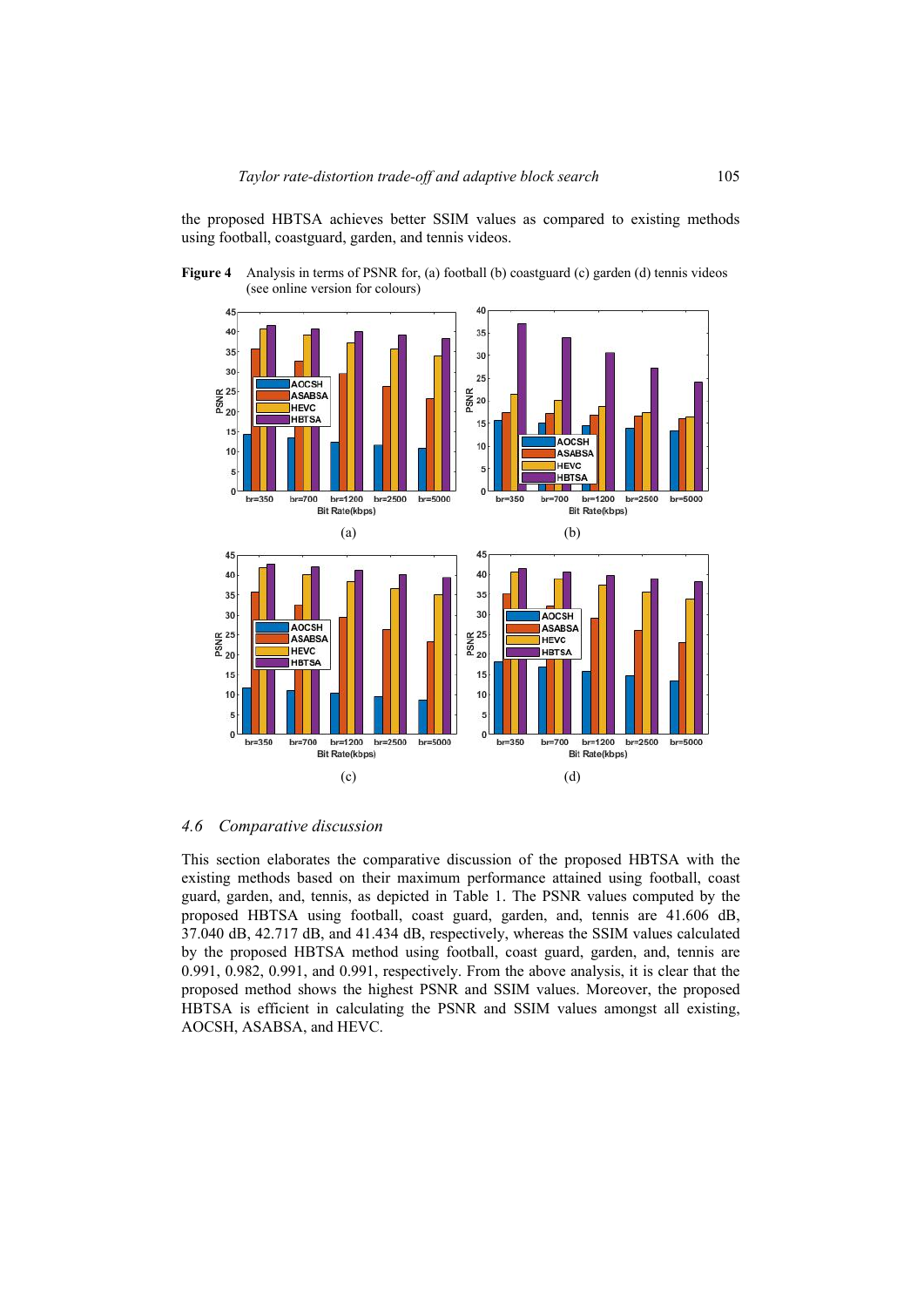the proposed HBTSA achieves better SSIM values as compared to existing methods using football, coastguard, garden, and tennis videos.

**Figure 4** Analysis in terms of PSNR for, (a) football (b) coastguard (c) garden (d) tennis videos (see online version for colours)

### 4.6 Comparative discussion

This section elaborates the comparative discussion of the proposed HBTSA with the existing methods based on their maximum performance attained using football, coast guard, garden, and, tennis, as depicted in Table 1. The PSNR values computed by the proposed HBTSA using football, coast guard, garden, and, tennis are 41.606 dB, 37.040 dB, 42.717 dB, and 41.434 dB, respectively, whereas the SSIM values calculated by the proposed HBTSA method using football, coast guard, garden, and, tennis are 0.991, 0.982, 0.991, and 0.991, respectively. From the above analysis, it is clear that the proposed method shows the highest PSNR and SSIM values. Moreover, the proposed HBTSA is efficient in calculating the PSNR and SSIM values amongst all existing, AOCSH, ASABSA, and HEVC.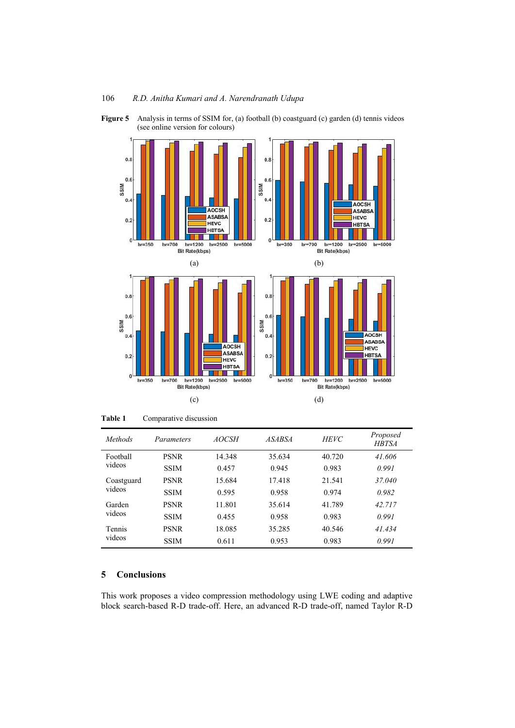**Figure 5** Analysis in terms of SSIM for, (a) football (b) coastguard (c) garden (d) tennis videos (see online version for colours)

**Table 1** Comparative discussion

| *Methods* | *Parameters* | *AOCSH* | *ASABSA* | *HEVC* | *Proposed HBTSA* |
|---|---|---|---|---|---|
| Football videos | PSNR | 14.348 | 35.634 | 40.720 | *41.606* |
| | SSIM | 0.457 | 0.945 | 0.983 | *0.991* |
| Coastguard videos | PSNR | 15.684 | 17.418 | 21.541 | *37.040* |
| | SSIM | 0.595 | 0.958 | 0.974 | *0.982* |
| Garden videos | PSNR | 11.801 | 35.614 | 41.789 | *42.717* |
| | SSIM | 0.455 | 0.958 | 0.983 | *0.991* |
| Tennis videos | PSNR | 18.085 | 35.285 | 40.546 | *41.434* |
| | SSIM | 0.611 | 0.953 | 0.983 | *0.991* |

## 5 Conclusions

This work proposes a video compression methodology using LWE coding and adaptive block search-based R-D trade-off. Here, an advanced R-D trade-off, named Taylor R-D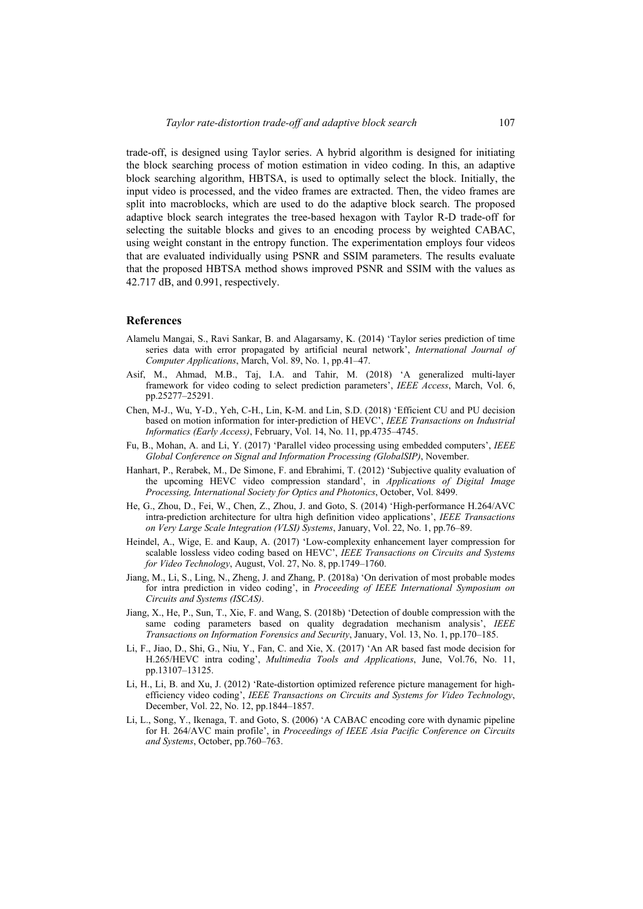trade-off, is designed using Taylor series. A hybrid algorithm is designed for initiating the block searching process of motion estimation in video coding. In this, an adaptive block searching algorithm, HBTSA, is used to optimally select the block. Initially, the input video is processed, and the video frames are extracted. Then, the video frames are split into macroblocks, which are used to do the adaptive block search. The proposed adaptive block search integrates the tree-based hexagon with Taylor R-D trade-off for selecting the suitable blocks and gives to an encoding process by weighted CABAC, using weight constant in the entropy function. The experimentation employs four videos that are evaluated individually using PSNR and SSIM parameters. The results evaluate that the proposed HBTSA method shows improved PSNR and SSIM with the values as 42.717 dB, and 0.991, respectively.

## References

Alamelu Mangai, S., Ravi Sankar, B. and Alagarsamy, K. (2014) 'Taylor series prediction of time series data with error propagated by artificial neural network', *International Journal of Computer Applications*, March, Vol. 89, No. 1, pp.41–47.

Asif, M., Ahmad, M.B., Taj, I.A. and Tahir, M. (2018) 'A generalized multi-layer framework for video coding to select prediction parameters', *IEEE Access*, March, Vol. 6, pp.25277–25291.

Chen, M-J., Wu, Y-D., Yeh, C-H., Lin, K-M. and Lin, S.D. (2018) 'Efficient CU and PU decision based on motion information for inter-prediction of HEVC', *IEEE Transactions on Industrial Informatics (Early Access)*, February, Vol. 14, No. 11, pp.4735–4745.

Fu, B., Mohan, A. and Li, Y. (2017) 'Parallel video processing using embedded computers', *IEEE Global Conference on Signal and Information Processing (GlobalSIP)*, November.

Hanhart, P., Rerabek, M., De Simone, F. and Ebrahimi, T. (2012) 'Subjective quality evaluation of the upcoming HEVC video compression standard', in *Applications of Digital Image Processing, International Society for Optics and Photonics*, October, Vol. 8499.

He, G., Zhou, D., Fei, W., Chen, Z., Zhou, J. and Goto, S. (2014) 'High-performance H.264/AVC intra-prediction architecture for ultra high definition video applications', *IEEE Transactions on Very Large Scale Integration (VLSI) Systems*, January, Vol. 22, No. 1, pp.76–89.

Heindel, A., Wige, E. and Kaup, A. (2017) 'Low-complexity enhancement layer compression for scalable lossless video coding based on HEVC', *IEEE Transactions on Circuits and Systems for Video Technology*, August, Vol. 27, No. 8, pp.1749–1760.

Jiang, M., Li, S., Ling, N., Zheng, J. and Zhang, P. (2018a) 'On derivation of most probable modes for intra prediction in video coding', in *Proceeding of IEEE International Symposium on Circuits and Systems (ISCAS)*.

Jiang, X., He, P., Sun, T., Xie, F. and Wang, S. (2018b) 'Detection of double compression with the same coding parameters based on quality degradation mechanism analysis', *IEEE Transactions on Information Forensics and Security*, January, Vol. 13, No. 1, pp.170–185.

Li, F., Jiao, D., Shi, G., Niu, Y., Fan, C. and Xie, X. (2017) 'An AR based fast mode decision for H.265/HEVC intra coding', *Multimedia Tools and Applications*, June, Vol.76, No. 11, pp.13107–13125.

Li, H., Li, B. and Xu, J. (2012) 'Rate-distortion optimized reference picture management for high-efficiency video coding', *IEEE Transactions on Circuits and Systems for Video Technology*, December, Vol. 22, No. 12, pp.1844–1857.

Li, L., Song, Y., Ikenaga, T. and Goto, S. (2006) 'A CABAC encoding core with dynamic pipeline for H. 264/AVC main profile', in *Proceedings of IEEE Asia Pacific Conference on Circuits and Systems*, October, pp.760–763.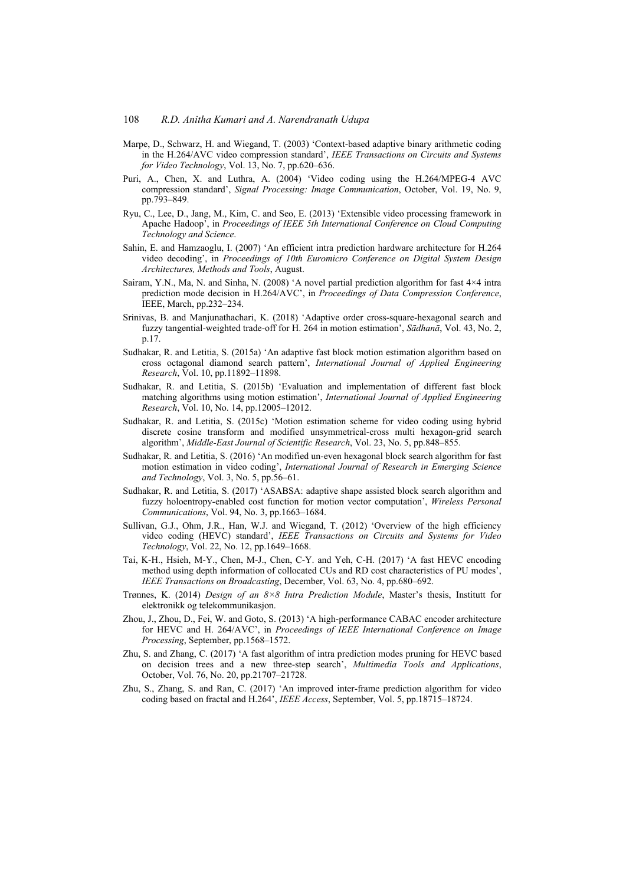Marpe, D., Schwarz, H. and Wiegand, T. (2003) 'Context-based adaptive binary arithmetic coding in the H.264/AVC video compression standard', *IEEE Transactions on Circuits and Systems for Video Technology*, Vol. 13, No. 7, pp.620–636.

Puri, A., Chen, X. and Luthra, A. (2004) 'Video coding using the H.264/MPEG-4 AVC compression standard', *Signal Processing: Image Communication*, October, Vol. 19, No. 9, pp.793–849.

Ryu, C., Lee, D., Jang, M., Kim, C. and Seo, E. (2013) 'Extensible video processing framework in Apache Hadoop', in *Proceedings of IEEE 5th International Conference on Cloud Computing Technology and Science*.

Sahin, E. and Hamzaoglu, I. (2007) 'An efficient intra prediction hardware architecture for H.264 video decoding', in *Proceedings of 10th Euromicro Conference on Digital System Design Architectures, Methods and Tools*, August.

Sairam, Y.N., Ma, N. and Sinha, N. (2008) 'A novel partial prediction algorithm for fast 4×4 intra prediction mode decision in H.264/AVC', in *Proceedings of Data Compression Conference*, IEEE, March, pp.232–234.

Srinivas, B. and Manjunathachari, K. (2018) 'Adaptive order cross-square-hexagonal search and fuzzy tangential-weighted trade-off for H. 264 in motion estimation', *Sādhanā*, Vol. 43, No. 2, p.17.

Sudhakar, R. and Letitia, S. (2015a) 'An adaptive fast block motion estimation algorithm based on cross octagonal diamond search pattern', *International Journal of Applied Engineering Research*, Vol. 10, pp.11892–11898.

Sudhakar, R. and Letitia, S. (2015b) 'Evaluation and implementation of different fast block matching algorithms using motion estimation', *International Journal of Applied Engineering Research*, Vol. 10, No. 14, pp.12005–12012.

Sudhakar, R. and Letitia, S. (2015c) 'Motion estimation scheme for video coding using hybrid discrete cosine transform and modified unsymmetrical-cross multi hexagon-grid search algorithm', *Middle-East Journal of Scientific Research*, Vol. 23, No. 5, pp.848–855.

Sudhakar, R. and Letitia, S. (2016) 'An modified un-even hexagonal block search algorithm for fast motion estimation in video coding', *International Journal of Research in Emerging Science and Technology*, Vol. 3, No. 5, pp.56–61.

Sudhakar, R. and Letitia, S. (2017) 'ASABSA: adaptive shape assisted block search algorithm and fuzzy holoentropy-enabled cost function for motion vector computation', *Wireless Personal Communications*, Vol. 94, No. 3, pp.1663–1684.

Sullivan, G.J., Ohm, J.R., Han, W.J. and Wiegand, T. (2012) 'Overview of the high efficiency video coding (HEVC) standard', *IEEE Transactions on Circuits and Systems for Video Technology*, Vol. 22, No. 12, pp.1649–1668.

Tai, K-H., Hsieh, M-Y., Chen, M-J., Chen, C-Y. and Yeh, C-H. (2017) 'A fast HEVC encoding method using depth information of collocated CUs and RD cost characteristics of PU modes', *IEEE Transactions on Broadcasting*, December, Vol. 63, No. 4, pp.680–692.

Trønnes, K. (2014) *Design of an 8×8 Intra Prediction Module*, Master's thesis, Institutt for elektronikk og telekommunikasjon.

Zhou, J., Zhou, D., Fei, W. and Goto, S. (2013) 'A high-performance CABAC encoder architecture for HEVC and H. 264/AVC', in *Proceedings of IEEE International Conference on Image Processing*, September, pp.1568–1572.

Zhu, S. and Zhang, C. (2017) 'A fast algorithm of intra prediction modes pruning for HEVC based on decision trees and a new three-step search', *Multimedia Tools and Applications*, October, Vol. 76, No. 20, pp.21707–21728.

Zhu, S., Zhang, S. and Ran, C. (2017) 'An improved inter-frame prediction algorithm for video coding based on fractal and H.264', *IEEE Access*, September, Vol. 5, pp.18715–18724.